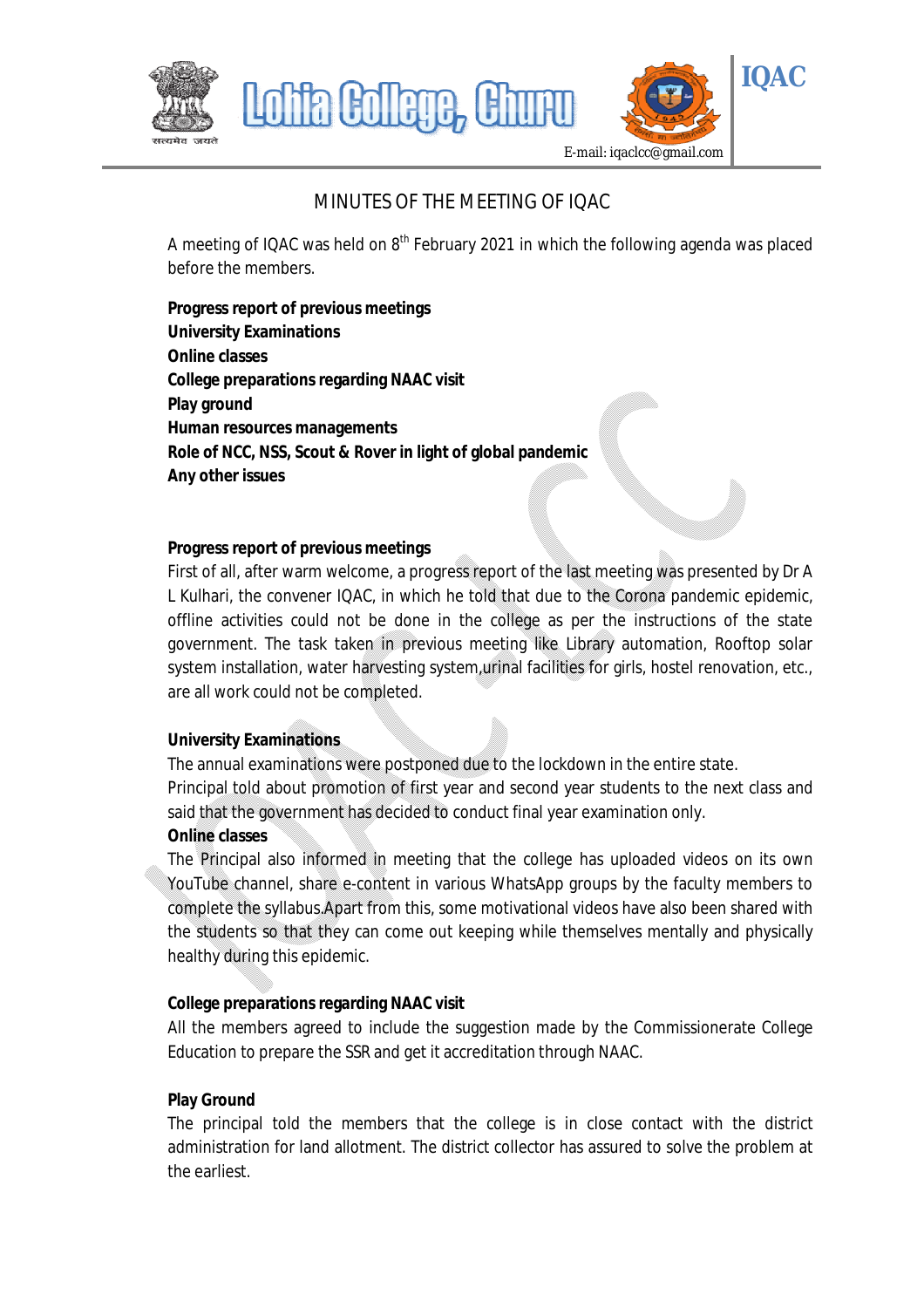Lohia College, Churu

IQAC

E-mail: iqaclcc@gmail.com

# MINUTES OF THE MEETING OF IQAC

A meeting of IQAC was held on 8th February 2021 in which the following agenda was placed before the members.

**Progress report of previous meetings**
**University Examinations**
**Online classes**
**College preparations regarding NAAC visit**
**Play ground**
**Human resources managements**
**Role of NCC, NSS, Scout & Rover in light of global pandemic**
**Any other issues**

**Progress report of previous meetings**

First of all, after warm welcome, a progress report of the last meeting was presented by Dr A L Kulhari, the convener IQAC, in which he told that due to the Corona pandemic epidemic, offline activities could not be done in the college as per the instructions of the state government. The task taken in previous meeting like Library automation, Rooftop solar system installation, water harvesting system,urinal facilities for girls, hostel renovation, etc., are all work could not be completed.

**University Examinations**

The annual examinations were postponed due to the lockdown in the entire state.
Principal told about promotion of first year and second year students to the next class and said that the government has decided to conduct final year examination only.

**Online classes**

The Principal also informed in meeting that the college has uploaded videos on its own YouTube channel, share e-content in various WhatsApp groups by the faculty members to complete the syllabus.Apart from this, some motivational videos have also been shared with the students so that they can come out keeping while themselves mentally and physically healthy during this epidemic.

**College preparations regarding NAAC visit**

All the members agreed to include the suggestion made by the Commissionerate College Education to prepare the SSR and get it accreditation through NAAC.

**Play Ground**

The principal told the members that the college is in close contact with the district administration for land allotment. The district collector has assured to solve the problem at the earliest.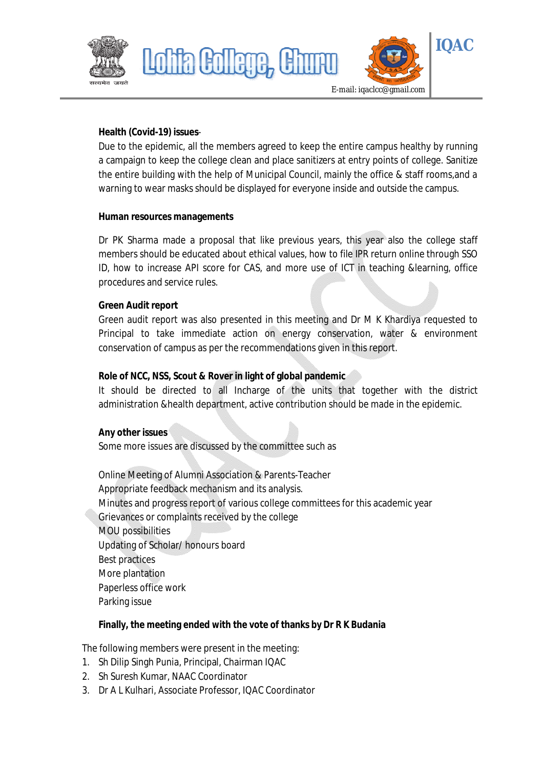**Health (Covid-19) issues**-

Due to the epidemic, all the members agreed to keep the entire campus healthy by running a campaign to keep the college clean and place sanitizers at entry points of college. Sanitize the entire building with the help of Municipal Council, mainly the office & staff rooms,and a warning to wear masks should be displayed for everyone inside and outside the campus.

**Human resources managements**

Dr PK Sharma made a proposal that like previous years, this year also the college staff members should be educated about ethical values, how to file IPR return online through SSO ID, how to increase API score for CAS, and more use of ICT in teaching &learning, office procedures and service rules.

**Green Audit report**

Green audit report was also presented in this meeting and Dr M K Khardiya requested to Principal to take immediate action on energy conservation, water & environment conservation of campus as per the recommendations given in this report.

**Role of NCC, NSS, Scout & Rover in light of global pandemic**

It should be directed to all Incharge of the units that together with the district administration &health department, active contribution should be made in the epidemic.

**Any other issues**

Some more issues are discussed by the committee such as

Online Meeting of Alumni Association & Parents-Teacher
Appropriate feedback mechanism and its analysis.
Minutes and progress report of various college committees for this academic year
Grievances or complaints received by the college
MOU possibilities
Updating of Scholar/ honours board
Best practices
More plantation
Paperless office work
Parking issue

**Finally, the meeting ended with the vote of thanks by Dr R K Budania**

The following members were present in the meeting:

1. Sh Dilip Singh Punia, Principal, Chairman IQAC
2. Sh Suresh Kumar, NAAC Coordinator
3. Dr A L Kulhari, Associate Professor, IQAC Coordinator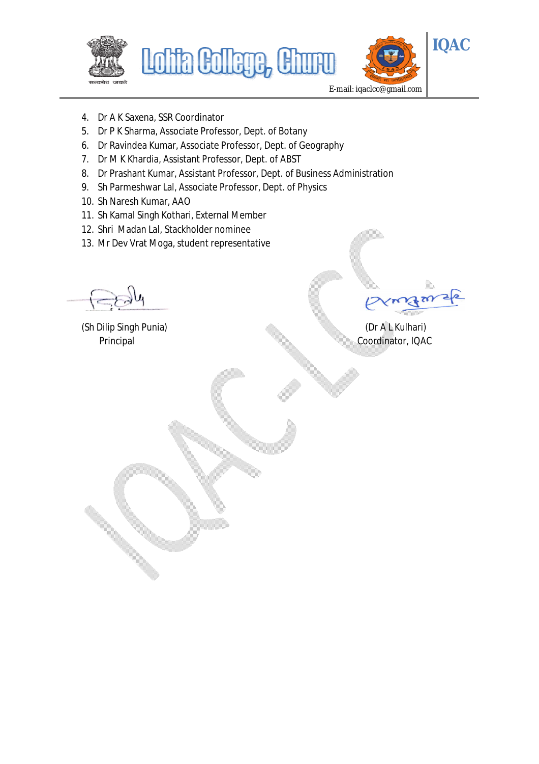4. Dr A K Saxena, SSR Coordinator
5. Dr P K Sharma, Associate Professor, Dept. of Botany
6. Dr Ravindea Kumar, Associate Professor, Dept. of Geography
7. Dr M K Khardia, Assistant Professor, Dept. of ABST
8. Dr Prashant Kumar, Assistant Professor, Dept. of Business Administration
9. Sh Parmeshwar Lal, Associate Professor, Dept. of Physics
10. Sh Naresh Kumar, AAO
11. Sh Kamal Singh Kothari, External Member
12. Shri Madan Lal, Stackholder nominee
13. Mr Dev Vrat Moga, student representative

(Sh Dilip Singh Punia)
Principal

(Dr A L Kulhari)
Coordinator, IQAC